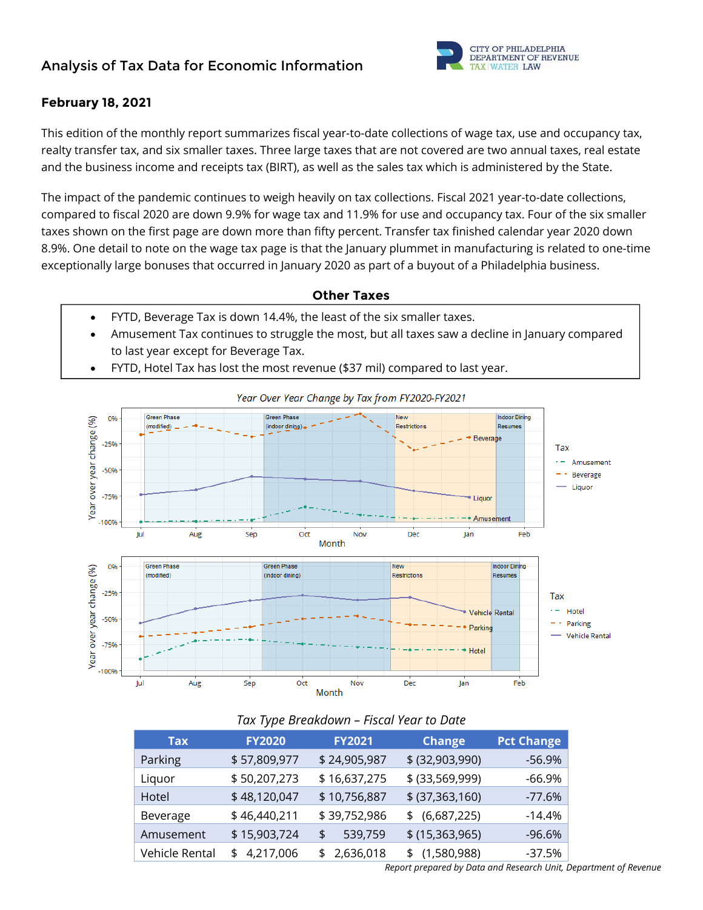# Analysis of Tax Data for Economic Information

CITY OF PHILADELPHIA DEPARTMENT OF REVENUE TAX | WATER | LAW

**February 18, 2021**

This edition of the monthly report summarizes fiscal year-to-date collections of wage tax, use and occupancy tax, realty transfer tax, and six smaller taxes. Three large taxes that are not covered are two annual taxes, real estate and the business income and receipts tax (BIRT), as well as the sales tax which is administered by the State.

The impact of the pandemic continues to weigh heavily on tax collections. Fiscal 2021 year-to-date collections, compared to fiscal 2020 are down 9.9% for wage tax and 11.9% for use and occupancy tax. Four of the six smaller taxes shown on the first page are down more than fifty percent. Transfer tax finished calendar year 2020 down 8.9%. One detail to note on the wage tax page is that the January plummet in manufacturing is related to one-time exceptionally large bonuses that occurred in January 2020 as part of a buyout of a Philadelphia business.

## Other Taxes

- FYTD, Beverage Tax is down 14.4%, the least of the six smaller taxes.
- Amusement Tax continues to struggle the most, but all taxes saw a decline in January compared to last year except for Beverage Tax.
- FYTD, Hotel Tax has lost the most revenue ($37 mil) compared to last year.

*Year Over Year Change by Tax from FY2020-FY2021*

*Tax Type Breakdown – Fiscal Year to Date*

| Tax | FY2020 | FY2021 | Change | Pct Change |
|---|---|---|---|---|
| Parking | $ 57,809,977 | $ 24,905,987 | $ (32,903,990) | -56.9% |
| Liquor | $ 50,207,273 | $ 16,637,275 | $ (33,569,999) | -66.9% |
| Hotel | $ 48,120,047 | $ 10,756,887 | $ (37,363,160) | -77.6% |
| Beverage | $ 46,440,211 | $ 39,752,986 | $ (6,687,225) | -14.4% |
| Amusement | $ 15,903,724 | $ 539,759 | $ (15,363,965) | -96.6% |
| Vehicle Rental | $ 4,217,006 | $ 2,636,018 | $ (1,580,988) | -37.5% |

*Report prepared by Data and Research Unit, Department of Revenue*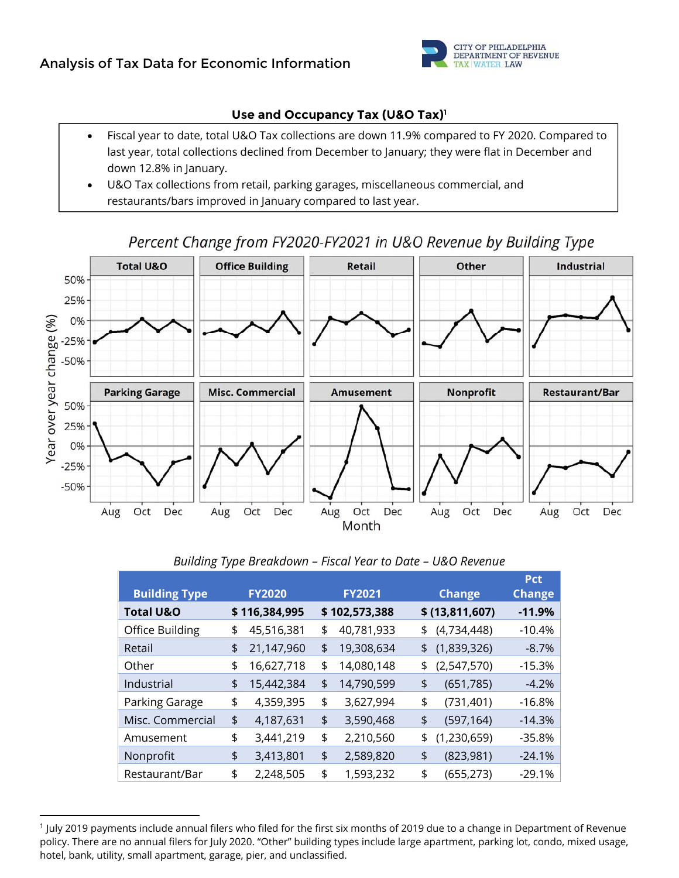# Analysis of Tax Data for Economic Information

## Use and Occupancy Tax (U&O Tax)[1]

- Fiscal year to date, total U&O Tax collections are down 11.9% compared to FY 2020. Compared to last year, total collections declined from December to January; they were flat in December and down 12.8% in January.
- U&O Tax collections from retail, parking garages, miscellaneous commercial, and restaurants/bars improved in January compared to last year.

*Percent Change from FY2020-FY2021 in U&O Revenue by Building Type*

*Building Type Breakdown – Fiscal Year to Date – U&O Revenue*

| Building Type | FY2020 | FY2021 | Change | Pct Change |
|---|---|---|---|---|
| **Total U&O** | **$ 116,384,995** | **$ 102,573,388** | **$ (13,811,607)** | **-11.9%** |
| Office Building | $ 45,516,381 | $ 40,781,933 | $ (4,734,448) | -10.4% |
| Retail | $ 21,147,960 | $ 19,308,634 | $ (1,839,326) | -8.7% |
| Other | $ 16,627,718 | $ 14,080,148 | $ (2,547,570) | -15.3% |
| Industrial | $ 15,442,384 | $ 14,790,599 | $ (651,785) | -4.2% |
| Parking Garage | $ 4,359,395 | $ 3,627,994 | $ (731,401) | -16.8% |
| Misc. Commercial | $ 4,187,631 | $ 3,590,468 | $ (597,164) | -14.3% |
| Amusement | $ 3,441,219 | $ 2,210,560 | $ (1,230,659) | -35.8% |
| Nonprofit | $ 3,413,801 | $ 2,589,820 | $ (823,981) | -24.1% |
| Restaurant/Bar | $ 2,248,505 | $ 1,593,232 | $ (655,273) | -29.1% |

[1] July 2019 payments include annual filers who filed for the first six months of 2019 due to a change in Department of Revenue policy. There are no annual filers for July 2020. "Other" building types include large apartment, parking lot, condo, mixed usage, hotel, bank, utility, small apartment, garage, pier, and unclassified.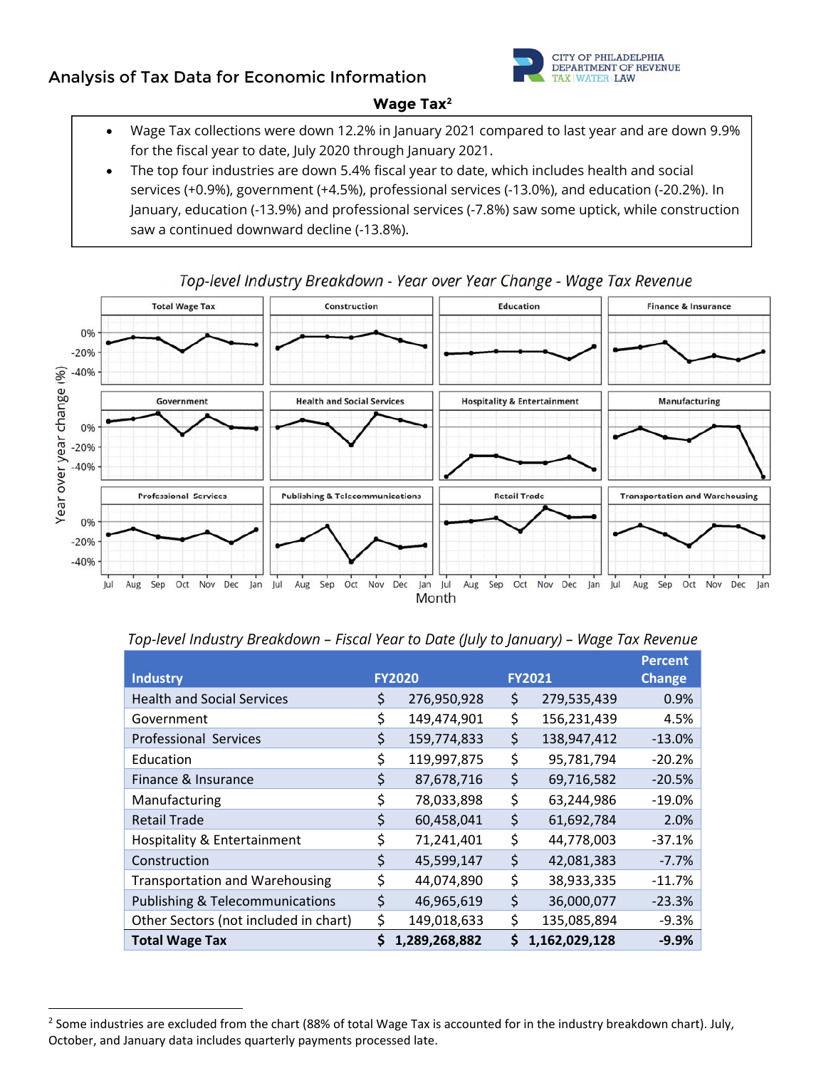## Analysis of Tax Data for Economic Information

### Wage Tax[2]

- Wage Tax collections were down 12.2% in January 2021 compared to last year and are down 9.9% for the fiscal year to date, July 2020 through January 2021.
- The top four industries are down 5.4% fiscal year to date, which includes health and social services (+0.9%), government (+4.5%), professional services (-13.0%), and education (-20.2%). In January, education (-13.9%) and professional services (-7.8%) saw some uptick, while construction saw a continued downward decline (-13.8%).

*Top-level Industry Breakdown - Year over Year Change - Wage Tax Revenue*

*Top-level Industry Breakdown – Fiscal Year to Date (July to January) – Wage Tax Revenue*

| Industry | FY2020 | FY2021 | Percent Change |
|---|---|---|---|
| Health and Social Services | $ 276,950,928 | $ 279,535,439 | 0.9% |
| Government | $ 149,474,901 | $ 156,231,439 | 4.5% |
| Professional Services | $ 159,774,833 | $ 138,947,412 | -13.0% |
| Education | $ 119,997,875 | $ 95,781,794 | -20.2% |
| Finance & Insurance | $ 87,678,716 | $ 69,716,582 | -20.5% |
| Manufacturing | $ 78,033,898 | $ 63,244,986 | -19.0% |
| Retail Trade | $ 60,458,041 | $ 61,692,784 | 2.0% |
| Hospitality & Entertainment | $ 71,241,401 | $ 44,778,003 | -37.1% |
| Construction | $ 45,599,147 | $ 42,081,383 | -7.7% |
| Transportation and Warehousing | $ 44,074,890 | $ 38,933,335 | -11.7% |
| Publishing & Telecommunications | $ 46,965,619 | $ 36,000,077 | -23.3% |
| Other Sectors (not included in chart) | $ 149,018,633 | $ 135,085,894 | -9.3% |
| **Total Wage Tax** | **$ 1,289,268,882** | **$ 1,162,029,128** | **-9.9%** |

[2] Some industries are excluded from the chart (88% of total Wage Tax is accounted for in the industry breakdown chart). July, October, and January data includes quarterly payments processed late.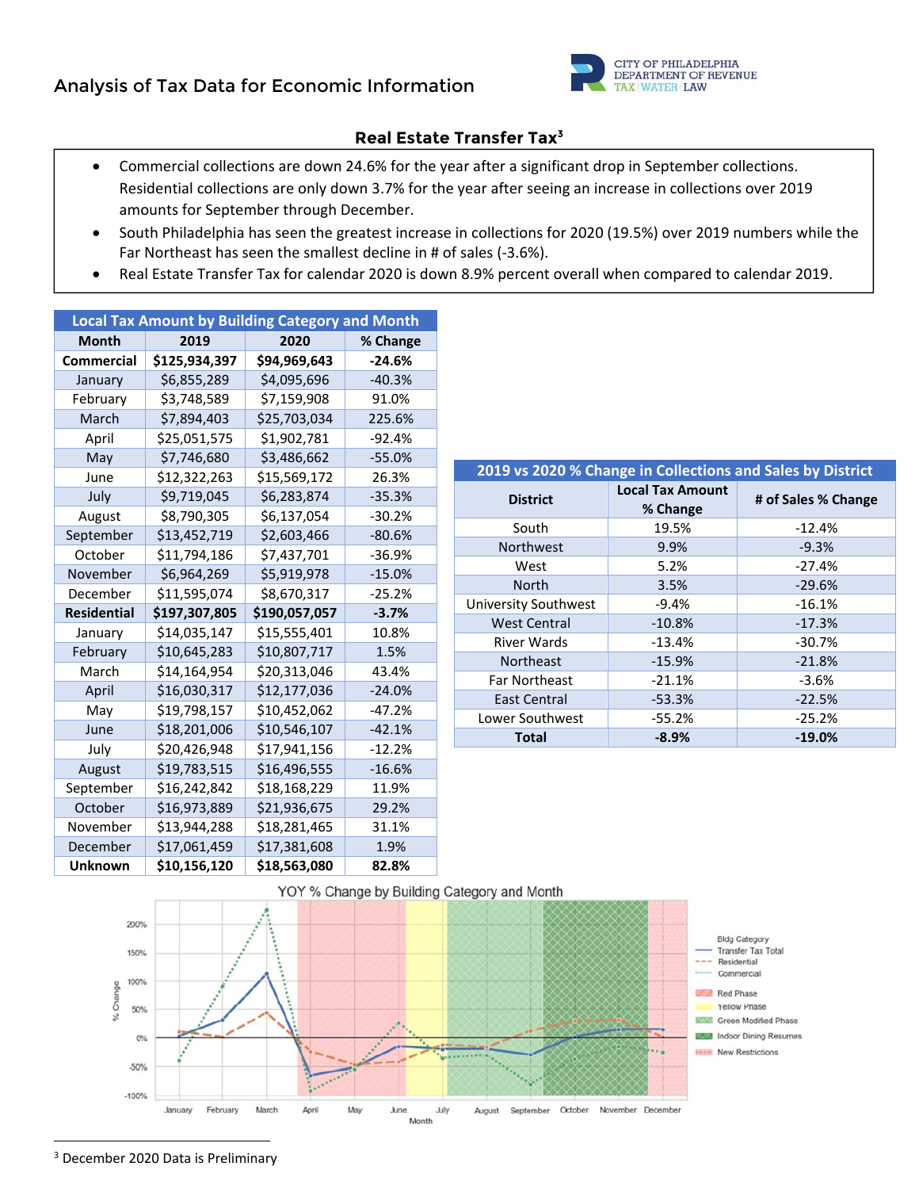# Analysis of Tax Data for Economic Information

CITY OF PHILADELPHIA
DEPARTMENT OF REVENUE
TAX | WATER | LAW

## Real Estate Transfer Tax[3]

- Commercial collections are down 24.6% for the year after a significant drop in September collections. Residential collections are only down 3.7% for the year after seeing an increase in collections over 2019 amounts for September through December.
- South Philadelphia has seen the greatest increase in collections for 2020 (19.5%) over 2019 numbers while the Far Northeast has seen the smallest decline in # of sales (-3.6%).
- Real Estate Transfer Tax for calendar 2020 is down 8.9% percent overall when compared to calendar 2019.

**Local Tax Amount by Building Category and Month**

| Month | 2019 | 2020 | % Change |
|---|---|---|---|
| **Commercial** | **$125,934,397** | **$94,969,643** | **-24.6%** |
| January | $6,855,289 | $4,095,696 | -40.3% |
| February | $3,748,589 | $7,159,908 | 91.0% |
| March | $7,894,403 | $25,703,034 | 225.6% |
| April | $25,051,575 | $1,902,781 | -92.4% |
| May | $7,746,680 | $3,486,662 | -55.0% |
| June | $12,322,263 | $15,569,172 | 26.3% |
| July | $9,719,045 | $6,283,874 | -35.3% |
| August | $8,790,305 | $6,137,054 | -30.2% |
| September | $13,452,719 | $2,603,466 | -80.6% |
| October | $11,794,186 | $7,437,701 | -36.9% |
| November | $6,964,269 | $5,919,978 | -15.0% |
| December | $11,595,074 | $8,670,317 | -25.2% |
| **Residential** | **$197,307,805** | **$190,057,057** | **-3.7%** |
| January | $14,035,147 | $15,555,401 | 10.8% |
| February | $10,645,283 | $10,807,717 | 1.5% |
| March | $14,164,954 | $20,313,046 | 43.4% |
| April | $16,030,317 | $12,177,036 | -24.0% |
| May | $19,798,157 | $10,452,062 | -47.2% |
| June | $18,201,006 | $10,546,107 | -42.1% |
| July | $20,426,948 | $17,941,156 | -12.2% |
| August | $19,783,515 | $16,496,555 | -16.6% |
| September | $16,242,842 | $18,168,229 | 11.9% |
| October | $16,973,889 | $21,936,675 | 29.2% |
| November | $13,944,288 | $18,281,465 | 31.1% |
| December | $17,061,459 | $17,381,608 | 1.9% |
| **Unknown** | **$10,156,120** | **$18,563,080** | **82.8%** |

**2019 vs 2020 % Change in Collections and Sales by District**

| District | Local Tax Amount % Change | # of Sales % Change |
|---|---|---|
| South | 19.5% | -12.4% |
| Northwest | 9.9% | -9.3% |
| West | 5.2% | -27.4% |
| North | 3.5% | -29.6% |
| University Southwest | -9.4% | -16.1% |
| West Central | -10.8% | -17.3% |
| River Wards | -13.4% | -30.7% |
| Northeast | -15.9% | -21.8% |
| Far Northeast | -21.1% | -3.6% |
| East Central | -53.3% | -22.5% |
| Lower Southwest | -55.2% | -25.2% |
| **Total** | **-8.9%** | **-19.0%** |

YOY % Change by Building Category and Month

% Change
200%
150%
100%
50%
0%
-50%
-100%

January February March April May June July August September October November December
Month

Bldg Category
Transfer Tax Total
Residential
Commercial

Red Phase
Yellow Phase
Green Modified Phase
Indoor Dining Resumes
New Restrictions

[3] December 2020 Data is Preliminary